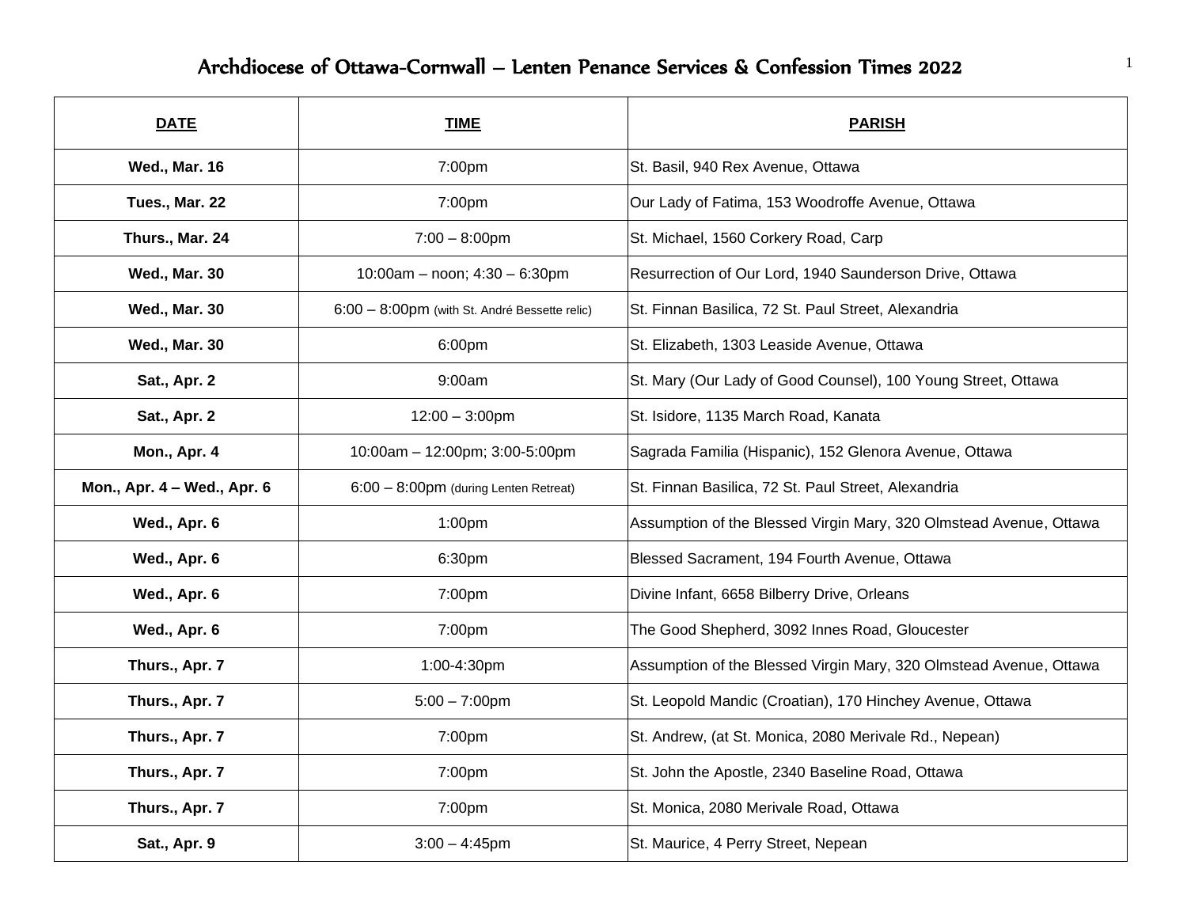# Archdiocese of Ottawa-Cornwall – Lenten Penance Services & Confession Times 2022

| DATE | TIME | PARISH |
|---|---|---|
| **Wed., Mar. 16** | 7:00pm | St. Basil, 940 Rex Avenue, Ottawa |
| **Tues., Mar. 22** | 7:00pm | Our Lady of Fatima, 153 Woodroffe Avenue, Ottawa |
| **Thurs., Mar. 24** | 7:00 – 8:00pm | St. Michael, 1560 Corkery Road, Carp |
| **Wed., Mar. 30** | 10:00am – noon; 4:30 – 6:30pm | Resurrection of Our Lord, 1940 Saunderson Drive, Ottawa |
| **Wed., Mar. 30** | 6:00 – 8:00pm (with St. André Bessette relic) | St. Finnan Basilica, 72 St. Paul Street, Alexandria |
| **Wed., Mar. 30** | 6:00pm | St. Elizabeth, 1303 Leaside Avenue, Ottawa |
| **Sat., Apr. 2** | 9:00am | St. Mary (Our Lady of Good Counsel), 100 Young Street, Ottawa |
| **Sat., Apr. 2** | 12:00 – 3:00pm | St. Isidore, 1135 March Road, Kanata |
| **Mon., Apr. 4** | 10:00am – 12:00pm; 3:00-5:00pm | Sagrada Familia (Hispanic), 152 Glenora Avenue, Ottawa |
| **Mon., Apr. 4 – Wed., Apr. 6** | 6:00 – 8:00pm (during Lenten Retreat) | St. Finnan Basilica, 72 St. Paul Street, Alexandria |
| **Wed., Apr. 6** | 1:00pm | Assumption of the Blessed Virgin Mary, 320 Olmstead Avenue, Ottawa |
| **Wed., Apr. 6** | 6:30pm | Blessed Sacrament, 194 Fourth Avenue, Ottawa |
| **Wed., Apr. 6** | 7:00pm | Divine Infant, 6658 Bilberry Drive, Orleans |
| **Wed., Apr. 6** | 7:00pm | The Good Shepherd, 3092 Innes Road, Gloucester |
| **Thurs., Apr. 7** | 1:00-4:30pm | Assumption of the Blessed Virgin Mary, 320 Olmstead Avenue, Ottawa |
| **Thurs., Apr. 7** | 5:00 – 7:00pm | St. Leopold Mandic (Croatian), 170 Hinchey Avenue, Ottawa |
| **Thurs., Apr. 7** | 7:00pm | St. Andrew, (at St. Monica, 2080 Merivale Rd., Nepean) |
| **Thurs., Apr. 7** | 7:00pm | St. John the Apostle, 2340 Baseline Road, Ottawa |
| **Thurs., Apr. 7** | 7:00pm | St. Monica, 2080 Merivale Road, Ottawa |
| **Sat., Apr. 9** | 3:00 – 4:45pm | St. Maurice, 4 Perry Street, Nepean |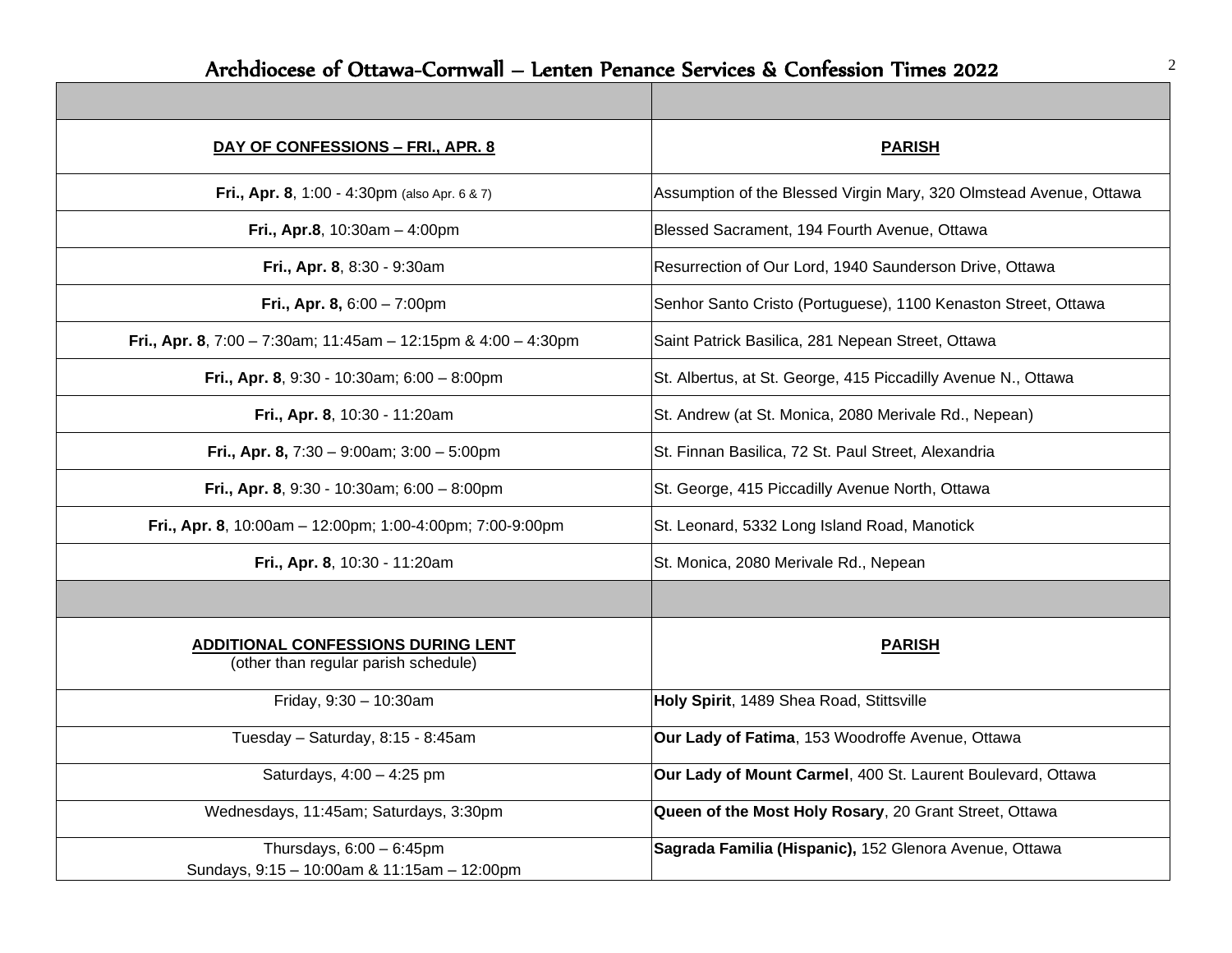# Archdiocese of Ottawa-Cornwall – Lenten Penance Services & Confession Times 2022

| **DAY OF CONFESSIONS – FRI., APR. 8** | **PARISH** |
|---|---|
| **Fri., Apr. 8**, 1:00 - 4:30pm (also Apr. 6 & 7) | Assumption of the Blessed Virgin Mary, 320 Olmstead Avenue, Ottawa |
| **Fri., Apr.8**, 10:30am – 4:00pm | Blessed Sacrament, 194 Fourth Avenue, Ottawa |
| **Fri., Apr. 8**, 8:30 - 9:30am | Resurrection of Our Lord, 1940 Saunderson Drive, Ottawa |
| **Fri., Apr. 8,** 6:00 – 7:00pm | Senhor Santo Cristo (Portuguese), 1100 Kenaston Street, Ottawa |
| **Fri., Apr. 8**, 7:00 – 7:30am; 11:45am – 12:15pm & 4:00 – 4:30pm | Saint Patrick Basilica, 281 Nepean Street, Ottawa |
| **Fri., Apr. 8**, 9:30 - 10:30am; 6:00 – 8:00pm | St. Albertus, at St. George, 415 Piccadilly Avenue N., Ottawa |
| **Fri., Apr. 8**, 10:30 - 11:20am | St. Andrew (at St. Monica, 2080 Merivale Rd., Nepean) |
| **Fri., Apr. 8,** 7:30 – 9:00am; 3:00 – 5:00pm | St. Finnan Basilica, 72 St. Paul Street, Alexandria |
| **Fri., Apr. 8**, 9:30 - 10:30am; 6:00 – 8:00pm | St. George, 415 Piccadilly Avenue North, Ottawa |
| **Fri., Apr. 8**, 10:00am – 12:00pm; 1:00-4:00pm; 7:00-9:00pm | St. Leonard, 5332 Long Island Road, Manotick |
| **Fri., Apr. 8**, 10:30 - 11:20am | St. Monica, 2080 Merivale Rd., Nepean |

| **ADDITIONAL CONFESSIONS DURING LENT** (other than regular parish schedule) | **PARISH** |
|---|---|
| Friday, 9:30 – 10:30am | **Holy Spirit**, 1489 Shea Road, Stittsville |
| Tuesday – Saturday, 8:15 - 8:45am | **Our Lady of Fatima**, 153 Woodroffe Avenue, Ottawa |
| Saturdays, 4:00 – 4:25 pm | **Our Lady of Mount Carmel**, 400 St. Laurent Boulevard, Ottawa |
| Wednesdays, 11:45am; Saturdays, 3:30pm | **Queen of the Most Holy Rosary**, 20 Grant Street, Ottawa |
| Thursdays, 6:00 – 6:45pm<br>Sundays, 9:15 – 10:00am & 11:15am – 12:00pm | **Sagrada Familia (Hispanic),** 152 Glenora Avenue, Ottawa |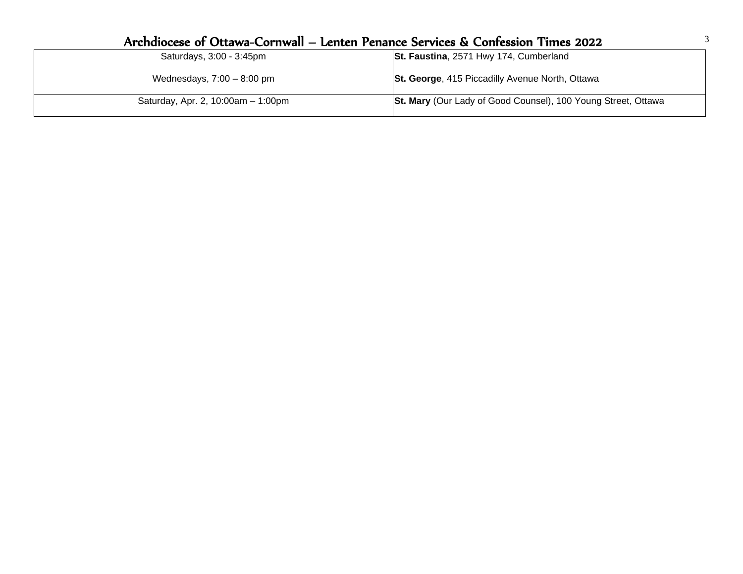## Archdiocese of Ottawa-Cornwall – Lenten Penance Services & Confession Times 2022

| | |
|---|---|
| Saturdays, 3:00 - 3:45pm | **St. Faustina**, 2571 Hwy 174, Cumberland |
| Wednesdays, 7:00 – 8:00 pm | **St. George**, 415 Piccadilly Avenue North, Ottawa |
| Saturday, Apr. 2, 10:00am – 1:00pm | **St. Mary** (Our Lady of Good Counsel), 100 Young Street, Ottawa |